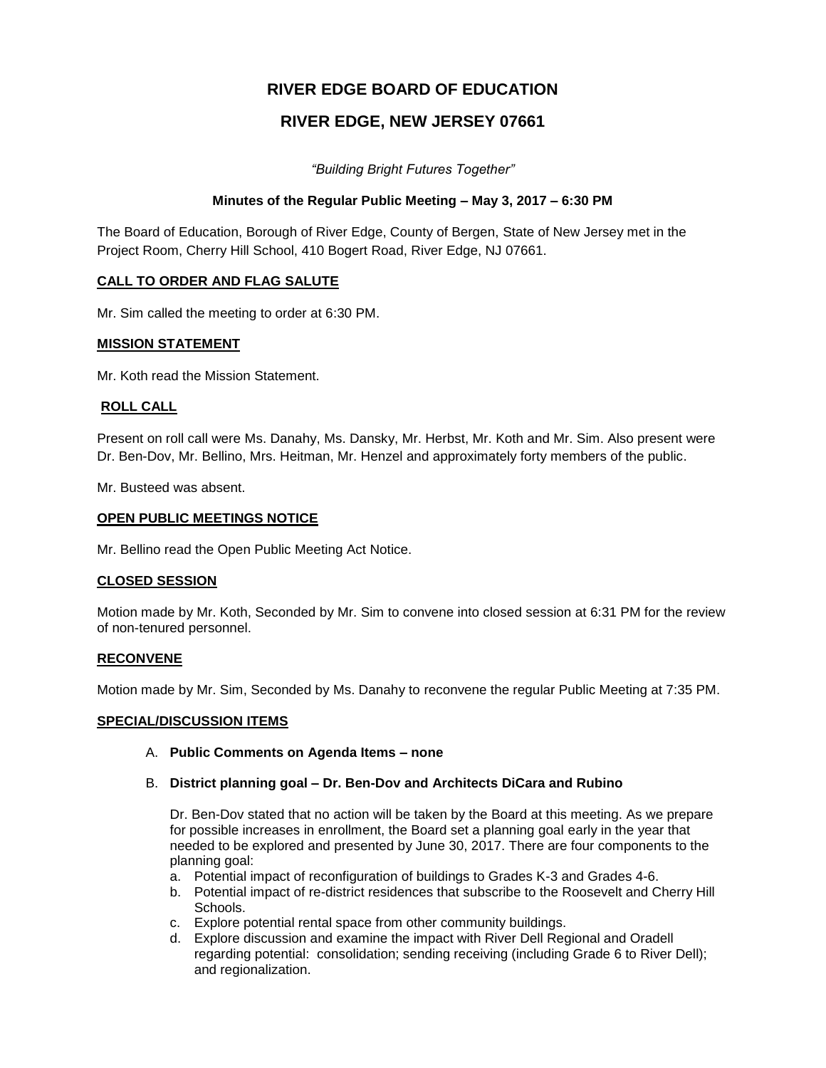# RIVER EDGE BOARD OF EDUCATION

## RIVER EDGE, NEW JERSEY 07661

*"Building Bright Futures Together"*

**Minutes of the Regular Public Meeting – May 3, 2017 – 6:30 PM**

The Board of Education, Borough of River Edge, County of Bergen, State of New Jersey met in the Project Room, Cherry Hill School, 410 Bogert Road, River Edge, NJ 07661.

**CALL TO ORDER AND FLAG SALUTE**

Mr. Sim called the meeting to order at 6:30 PM.

**MISSION STATEMENT**

Mr. Koth read the Mission Statement.

**ROLL CALL**

Present on roll call were Ms. Danahy, Ms. Dansky, Mr. Herbst, Mr. Koth and Mr. Sim. Also present were Dr. Ben-Dov, Mr. Bellino, Mrs. Heitman, Mr. Henzel and approximately forty members of the public.

Mr. Busteed was absent.

**OPEN PUBLIC MEETINGS NOTICE**

Mr. Bellino read the Open Public Meeting Act Notice.

**CLOSED SESSION**

Motion made by Mr. Koth, Seconded by Mr. Sim to convene into closed session at 6:31 PM for the review of non-tenured personnel.

**RECONVENE**

Motion made by Mr. Sim, Seconded by Ms. Danahy to reconvene the regular Public Meeting at 7:35 PM.

**SPECIAL/DISCUSSION ITEMS**

A. **Public Comments on Agenda Items – none**

B. **District planning goal – Dr. Ben-Dov and Architects DiCara and Rubino**

Dr. Ben-Dov stated that no action will be taken by the Board at this meeting. As we prepare for possible increases in enrollment, the Board set a planning goal early in the year that needed to be explored and presented by June 30, 2017. There are four components to the planning goal:

a. Potential impact of reconfiguration of buildings to Grades K-3 and Grades 4-6.
b. Potential impact of re-district residences that subscribe to the Roosevelt and Cherry Hill Schools.
c. Explore potential rental space from other community buildings.
d. Explore discussion and examine the impact with River Dell Regional and Oradell regarding potential: consolidation; sending receiving (including Grade 6 to River Dell); and regionalization.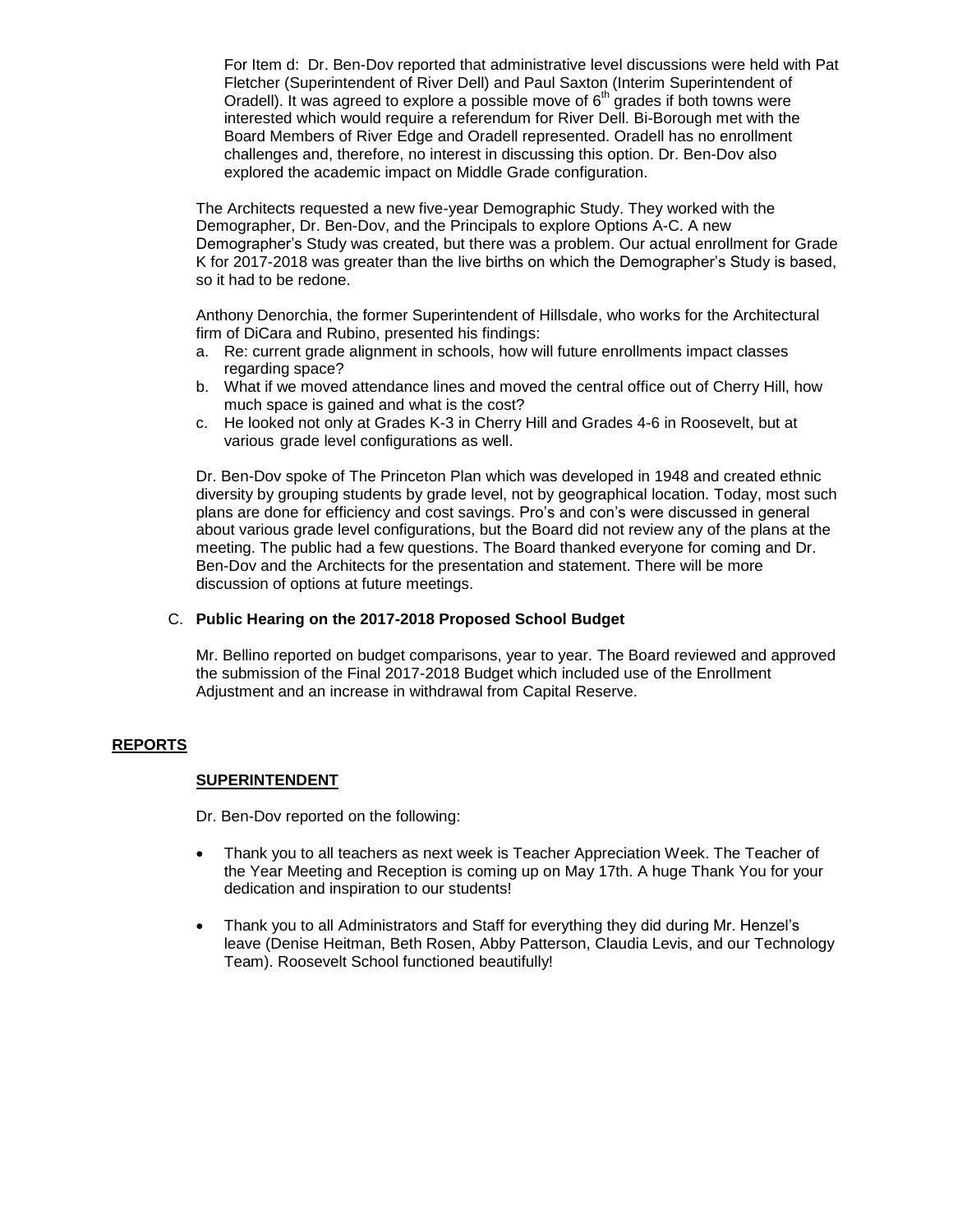For Item d: Dr. Ben-Dov reported that administrative level discussions were held with Pat Fletcher (Superintendent of River Dell) and Paul Saxton (Interim Superintendent of Oradell). It was agreed to explore a possible move of 6th grades if both towns were interested which would require a referendum for River Dell. Bi-Borough met with the Board Members of River Edge and Oradell represented. Oradell has no enrollment challenges and, therefore, no interest in discussing this option. Dr. Ben-Dov also explored the academic impact on Middle Grade configuration.

The Architects requested a new five-year Demographic Study. They worked with the Demographer, Dr. Ben-Dov, and the Principals to explore Options A-C. A new Demographer's Study was created, but there was a problem. Our actual enrollment for Grade K for 2017-2018 was greater than the live births on which the Demographer's Study is based, so it had to be redone.

Anthony Denorchia, the former Superintendent of Hillsdale, who works for the Architectural firm of DiCara and Rubino, presented his findings:

a. Re: current grade alignment in schools, how will future enrollments impact classes regarding space?
b. What if we moved attendance lines and moved the central office out of Cherry Hill, how much space is gained and what is the cost?
c. He looked not only at Grades K-3 in Cherry Hill and Grades 4-6 in Roosevelt, but at various grade level configurations as well.

Dr. Ben-Dov spoke of The Princeton Plan which was developed in 1948 and created ethnic diversity by grouping students by grade level, not by geographical location. Today, most such plans are done for efficiency and cost savings. Pro's and con's were discussed in general about various grade level configurations, but the Board did not review any of the plans at the meeting. The public had a few questions. The Board thanked everyone for coming and Dr. Ben-Dov and the Architects for the presentation and statement. There will be more discussion of options at future meetings.

C. **Public Hearing on the 2017-2018 Proposed School Budget**

Mr. Bellino reported on budget comparisons, year to year. The Board reviewed and approved the submission of the Final 2017-2018 Budget which included use of the Enrollment Adjustment and an increase in withdrawal from Capital Reserve.

## REPORTS

### SUPERINTENDENT

Dr. Ben-Dov reported on the following:

- Thank you to all teachers as next week is Teacher Appreciation Week. The Teacher of the Year Meeting and Reception is coming up on May 17th. A huge Thank You for your dedication and inspiration to our students!

- Thank you to all Administrators and Staff for everything they did during Mr. Henzel's leave (Denise Heitman, Beth Rosen, Abby Patterson, Claudia Levis, and our Technology Team). Roosevelt School functioned beautifully!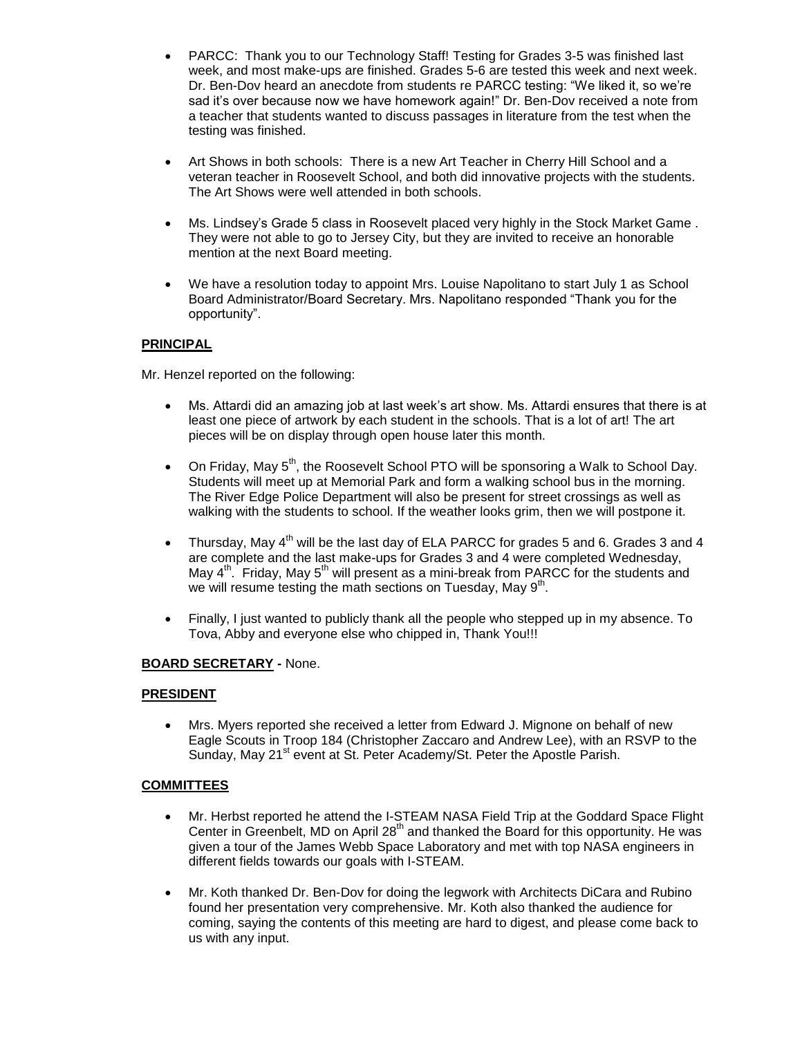- PARCC: Thank you to our Technology Staff! Testing for Grades 3-5 was finished last week, and most make-ups are finished. Grades 5-6 are tested this week and next week. Dr. Ben-Dov heard an anecdote from students re PARCC testing: "We liked it, so we're sad it's over because now we have homework again!" Dr. Ben-Dov received a note from a teacher that students wanted to discuss passages in literature from the test when the testing was finished.

- Art Shows in both schools: There is a new Art Teacher in Cherry Hill School and a veteran teacher in Roosevelt School, and both did innovative projects with the students. The Art Shows were well attended in both schools.

- Ms. Lindsey's Grade 5 class in Roosevelt placed very highly in the Stock Market Game . They were not able to go to Jersey City, but they are invited to receive an honorable mention at the next Board meeting.

- We have a resolution today to appoint Mrs. Louise Napolitano to start July 1 as School Board Administrator/Board Secretary. Mrs. Napolitano responded "Thank you for the opportunity".

**PRINCIPAL**

Mr. Henzel reported on the following:

- Ms. Attardi did an amazing job at last week's art show. Ms. Attardi ensures that there is at least one piece of artwork by each student in the schools. That is a lot of art! The art pieces will be on display through open house later this month.

- On Friday, May 5th, the Roosevelt School PTO will be sponsoring a Walk to School Day. Students will meet up at Memorial Park and form a walking school bus in the morning. The River Edge Police Department will also be present for street crossings as well as walking with the students to school. If the weather looks grim, then we will postpone it.

- Thursday, May 4th will be the last day of ELA PARCC for grades 5 and 6. Grades 3 and 4 are complete and the last make-ups for Grades 3 and 4 were completed Wednesday, May 4th. Friday, May 5th will present as a mini-break from PARCC for the students and we will resume testing the math sections on Tuesday, May 9th.

- Finally, I just wanted to publicly thank all the people who stepped up in my absence. To Tova, Abby and everyone else who chipped in, Thank You!!!

**BOARD SECRETARY -** None.

**PRESIDENT**

- Mrs. Myers reported she received a letter from Edward J. Mignone on behalf of new Eagle Scouts in Troop 184 (Christopher Zaccaro and Andrew Lee), with an RSVP to the Sunday, May 21st event at St. Peter Academy/St. Peter the Apostle Parish.

**COMMITTEES**

- Mr. Herbst reported he attend the I-STEAM NASA Field Trip at the Goddard Space Flight Center in Greenbelt, MD on April 28th and thanked the Board for this opportunity. He was given a tour of the James Webb Space Laboratory and met with top NASA engineers in different fields towards our goals with I-STEAM.

- Mr. Koth thanked Dr. Ben-Dov for doing the legwork with Architects DiCara and Rubino found her presentation very comprehensive. Mr. Koth also thanked the audience for coming, saying the contents of this meeting are hard to digest, and please come back to us with any input.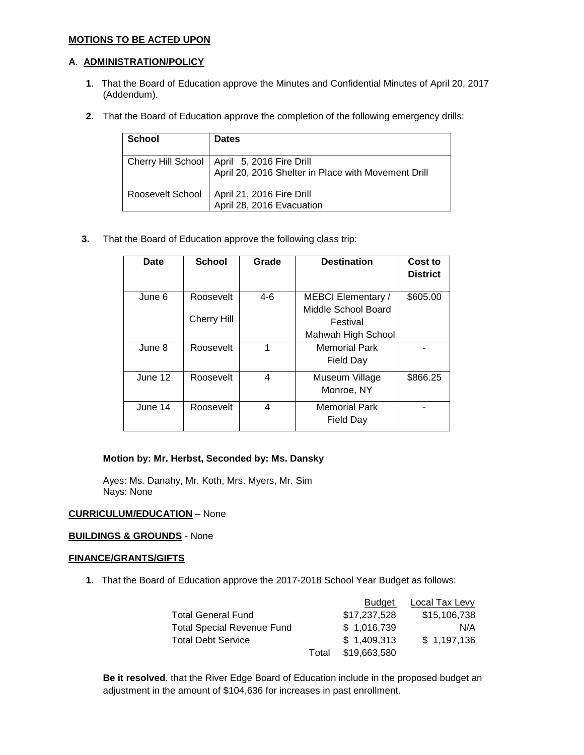**MOTIONS TO BE ACTED UPON**

**A**. **ADMINISTRATION/POLICY**

**1**. That the Board of Education approve the Minutes and Confidential Minutes of April 20, 2017 (Addendum).

**2**. That the Board of Education approve the completion of the following emergency drills:

| School | Dates |
|---|---|
| Cherry Hill School | April 5, 2016 Fire Drill<br>April 20, 2016 Shelter in Place with Movement Drill |
| Roosevelt School | April 21, 2016 Fire Drill<br>April 28, 2016 Evacuation |

**3.** That the Board of Education approve the following class trip:

| Date | School | Grade | Destination | Cost to District |
|---|---|---|---|---|
| June 6 | Roosevelt<br>Cherry Hill | 4-6 | MEBCI Elementary / Middle School Board Festival Mahwah High School | $605.00 |
| June 8 | Roosevelt | 1 | Memorial Park Field Day | - |
| June 12 | Roosevelt | 4 | Museum Village Monroe, NY | $866.25 |
| June 14 | Roosevelt | 4 | Memorial Park Field Day | - |

**Motion by: Mr. Herbst, Seconded by: Ms. Dansky**

Ayes: Ms. Danahy, Mr. Koth, Mrs. Myers, Mr. Sim
Nays: None

**CURRICULUM/EDUCATION** – None

**BUILDINGS & GROUNDS** - None

**FINANCE/GRANTS/GIFTS**

**1**. That the Board of Education approve the 2017-2018 School Year Budget as follows:

| | | Budget | Local Tax Levy |
|---|---|---|---|
| Total General Fund | | $17,237,528 | $15,106,738 |
| Total Special Revenue Fund | | $ 1,016,739 | N/A |
| Total Debt Service | | $ 1,409,313 | $ 1,197,136 |
| | Total | $19,663,580 | |

**Be it resolved**, that the River Edge Board of Education include in the proposed budget an adjustment in the amount of $104,636 for increases in past enrollment.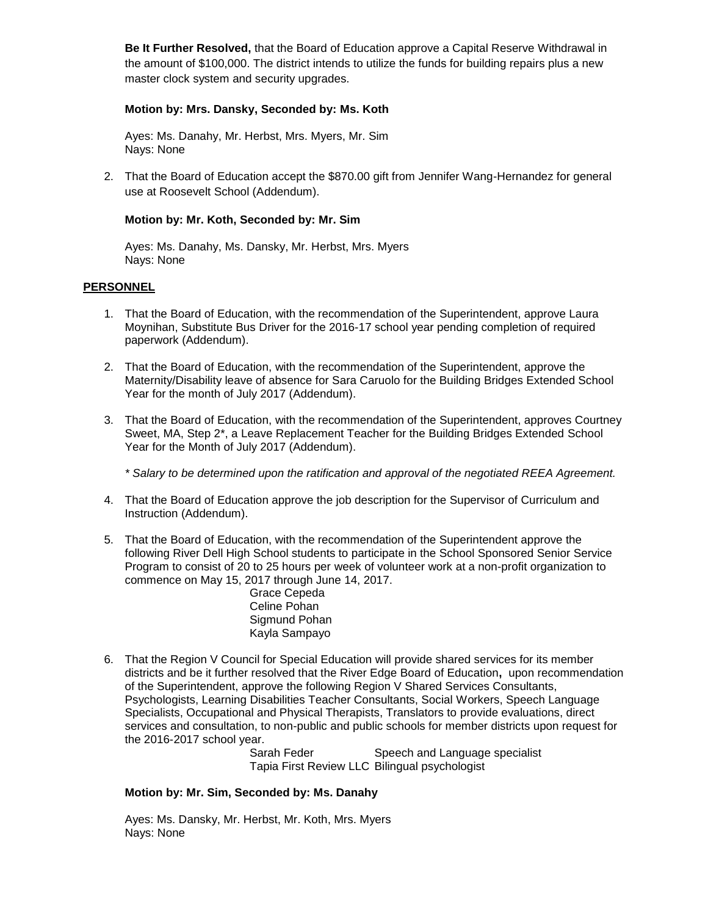**Be It Further Resolved,** that the Board of Education approve a Capital Reserve Withdrawal in the amount of $100,000. The district intends to utilize the funds for building repairs plus a new master clock system and security upgrades.

**Motion by: Mrs. Dansky, Seconded by: Ms. Koth**

Ayes: Ms. Danahy, Mr. Herbst, Mrs. Myers, Mr. Sim
Nays: None

2. That the Board of Education accept the $870.00 gift from Jennifer Wang-Hernandez for general use at Roosevelt School (Addendum).

**Motion by: Mr. Koth, Seconded by: Mr. Sim**

Ayes: Ms. Danahy, Ms. Dansky, Mr. Herbst, Mrs. Myers
Nays: None

**PERSONNEL**

1. That the Board of Education, with the recommendation of the Superintendent, approve Laura Moynihan, Substitute Bus Driver for the 2016-17 school year pending completion of required paperwork (Addendum).

2. That the Board of Education, with the recommendation of the Superintendent, approve the Maternity/Disability leave of absence for Sara Caruolo for the Building Bridges Extended School Year for the month of July 2017 (Addendum).

3. That the Board of Education, with the recommendation of the Superintendent, approves Courtney Sweet, MA, Step 2*, a Leave Replacement Teacher for the Building Bridges Extended School Year for the Month of July 2017 (Addendum).

   *\* Salary to be determined upon the ratification and approval of the negotiated REEA Agreement.*

4. That the Board of Education approve the job description for the Supervisor of Curriculum and Instruction (Addendum).

5. That the Board of Education, with the recommendation of the Superintendent approve the following River Dell High School students to participate in the School Sponsored Senior Service Program to consist of 20 to 25 hours per week of volunteer work at a non-profit organization to commence on May 15, 2017 through June 14, 2017.

   Grace Cepeda
   Celine Pohan
   Sigmund Pohan
   Kayla Sampayo

6. That the Region V Council for Special Education will provide shared services for its member districts and be it further resolved that the River Edge Board of Education**,** upon recommendation of the Superintendent, approve the following Region V Shared Services Consultants, Psychologists, Learning Disabilities Teacher Consultants, Social Workers, Speech Language Specialists, Occupational and Physical Therapists, Translators to provide evaluations, direct services and consultation, to non-public and public schools for member districts upon request for the 2016-2017 school year.

   Sarah Feder — Speech and Language specialist
   Tapia First Review LLC — Bilingual psychologist

**Motion by: Mr. Sim, Seconded by: Ms. Danahy**

Ayes: Ms. Dansky, Mr. Herbst, Mr. Koth, Mrs. Myers
Nays: None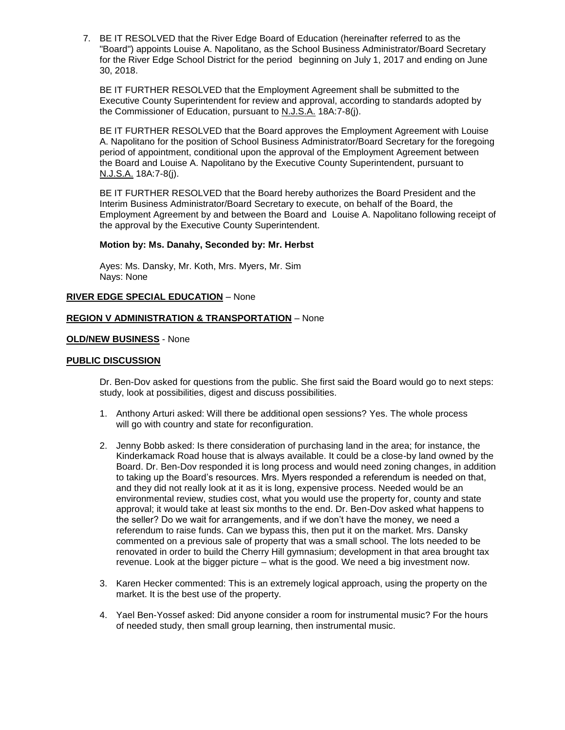7. BE IT RESOLVED that the River Edge Board of Education (hereinafter referred to as the "Board") appoints Louise A. Napolitano, as the School Business Administrator/Board Secretary for the River Edge School District for the period beginning on July 1, 2017 and ending on June 30, 2018.

   BE IT FURTHER RESOLVED that the Employment Agreement shall be submitted to the Executive County Superintendent for review and approval, according to standards adopted by the Commissioner of Education, pursuant to N.J.S.A. 18A:7-8(j).

   BE IT FURTHER RESOLVED that the Board approves the Employment Agreement with Louise A. Napolitano for the position of School Business Administrator/Board Secretary for the foregoing period of appointment, conditional upon the approval of the Employment Agreement between the Board and Louise A. Napolitano by the Executive County Superintendent, pursuant to N.J.S.A. 18A:7-8(j).

   BE IT FURTHER RESOLVED that the Board hereby authorizes the Board President and the Interim Business Administrator/Board Secretary to execute, on behalf of the Board, the Employment Agreement by and between the Board and Louise A. Napolitano following receipt of the approval by the Executive County Superintendent.

   **Motion by: Ms. Danahy, Seconded by: Mr. Herbst**

   Ayes: Ms. Dansky, Mr. Koth, Mrs. Myers, Mr. Sim
   Nays: None

**RIVER EDGE SPECIAL EDUCATION** – None

**REGION V ADMINISTRATION & TRANSPORTATION** – None

**OLD/NEW BUSINESS** - None

**PUBLIC DISCUSSION**

Dr. Ben-Dov asked for questions from the public. She first said the Board would go to next steps: study, look at possibilities, digest and discuss possibilities.

1. Anthony Arturi asked: Will there be additional open sessions? Yes. The whole process will go with country and state for reconfiguration.

2. Jenny Bobb asked: Is there consideration of purchasing land in the area; for instance, the Kinderkamack Road house that is always available. It could be a close-by land owned by the Board. Dr. Ben-Dov responded it is long process and would need zoning changes, in addition to taking up the Board's resources. Mrs. Myers responded a referendum is needed on that, and they did not really look at it as it is long, expensive process. Needed would be an environmental review, studies cost, what you would use the property for, county and state approval; it would take at least six months to the end. Dr. Ben-Dov asked what happens to the seller? Do we wait for arrangements, and if we don't have the money, we need a referendum to raise funds. Can we bypass this, then put it on the market. Mrs. Dansky commented on a previous sale of property that was a small school. The lots needed to be renovated in order to build the Cherry Hill gymnasium; development in that area brought tax revenue. Look at the bigger picture – what is the good. We need a big investment now.

3. Karen Hecker commented: This is an extremely logical approach, using the property on the market. It is the best use of the property.

4. Yael Ben-Yossef asked: Did anyone consider a room for instrumental music? For the hours of needed study, then small group learning, then instrumental music.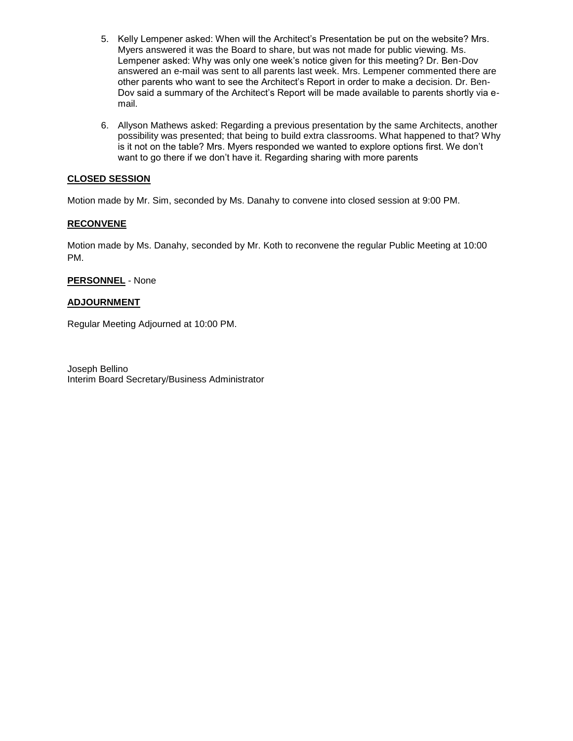5. Kelly Lempener asked: When will the Architect's Presentation be put on the website? Mrs. Myers answered it was the Board to share, but was not made for public viewing. Ms. Lempener asked: Why was only one week's notice given for this meeting? Dr. Ben-Dov answered an e-mail was sent to all parents last week. Mrs. Lempener commented there are other parents who want to see the Architect's Report in order to make a decision. Dr. Ben-Dov said a summary of the Architect's Report will be made available to parents shortly via e-mail.

6. Allyson Mathews asked: Regarding a previous presentation by the same Architects, another possibility was presented; that being to build extra classrooms. What happened to that? Why is it not on the table? Mrs. Myers responded we wanted to explore options first. We don't want to go there if we don't have it. Regarding sharing with more parents

**CLOSED SESSION**

Motion made by Mr. Sim, seconded by Ms. Danahy to convene into closed session at 9:00 PM.

**RECONVENE**

Motion made by Ms. Danahy, seconded by Mr. Koth to reconvene the regular Public Meeting at 10:00 PM.

**PERSONNEL** - None

**ADJOURNMENT**

Regular Meeting Adjourned at 10:00 PM.

Joseph Bellino
Interim Board Secretary/Business Administrator